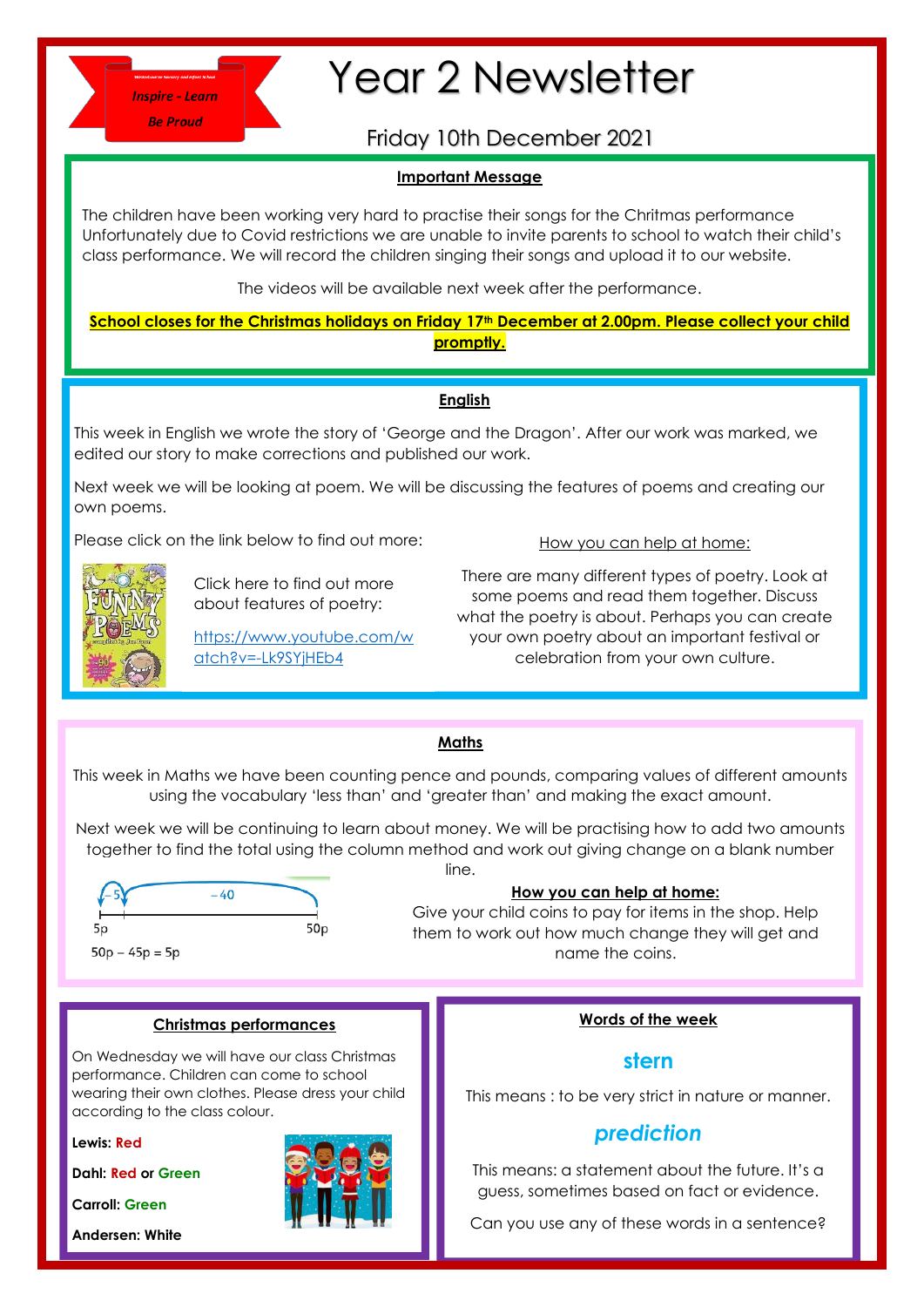Inspire - Learn

Be Proud

# Year 2 Newsletter

Friday 10th December 2021

## Important Message

The children have been working very hard to practise their songs for the Chritmas performance Unfortunately due to Covid restrictions we are unable to invite parents to school to watch their child's class performance. We will record the children singing their songs and upload it to our website.

The videos will be available next week after the performance.

**School closes for the Christmas holidays on Friday 17th December at 2.00pm. Please collect your child promptly.**

## English

This week in English we wrote the story of 'George and the Dragon'. After our work was marked, we edited our story to make corrections and published our work.

Next week we will be looking at poem. We will be discussing the features of poems and creating our own poems.

Please click on the link below to find out more:

Click here to find out more about features of poetry:

https://www.youtube.com/watch?v=-Lk9SYjHEb4

### How you can help at home:

There are many different types of poetry. Look at some poems and read them together. Discuss what the poetry is about. Perhaps you can create your own poetry about an important festival or celebration from your own culture.

## Maths

This week in Maths we have been counting pence and pounds, comparing values of different amounts using the vocabulary 'less than' and 'greater than' and making the exact amount.

Next week we will be continuing to learn about money. We will be practising how to add two amounts together to find the total using the column method and work out giving change on a blank number line.

−5
−40
5p
50p

50p – 45p = 5p

### How you can help at home:

Give your child coins to pay for items in the shop. Help them to work out how much change they will get and name the coins.

## Christmas performances

On Wednesday we will have our class Christmas performance. Children can come to school wearing their own clothes. Please dress your child according to the class colour.

**Lewis:** **Red**

**Dahl:** **Red** **or** **Green**

**Carroll:** **Green**

**Andersen: White**

## Words of the week

### stern

This means : to be very strict in nature or manner.

### *prediction*

This means: a statement about the future. It's a guess, sometimes based on fact or evidence.

Can you use any of these words in a sentence?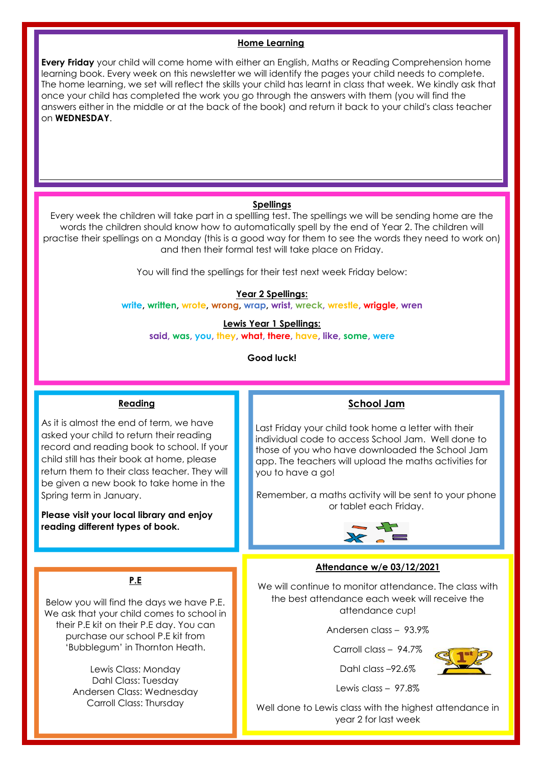## Home Learning

**Every Friday** your child will come home with either an English, Maths or Reading Comprehension home learning book. Every week on this newsletter we will identify the pages your child needs to complete. The home learning, we set will reflect the skills your child has learnt in class that week. We kindly ask that once your child has completed the work you go through the answers with them (you will find the answers either in the middle or at the back of the book) and return it back to your child's class teacher on **WEDNESDAY**.

## Spellings

Every week the children will take part in a spellling test. The spellings we will be sending home are the words the children should know how to automatically spell by the end of Year 2. The children will practise their spellings on a Monday (this is a good way for them to see the words they need to work on) and then their formal test will take place on Friday.

You will find the spellings for their test next week Friday below:

**Year 2 Spellings:**

**write, written, wrote, wrong, wrap, wrist, wreck, wrestle, wriggle, wren**

**Lewis Year 1 Spellings:**

**said, was, you, they, what, there, have, like, some, were**

**Good luck!**

## Reading

As it is almost the end of term, we have asked your child to return their reading record and reading book to school. If your child still has their book at home, please return them to their class teacher. They will be given a new book to take home in the Spring term in January.

**Please visit your local library and enjoy reading different types of book.**

## School Jam

Last Friday your child took home a letter with their individual code to access School Jam. Well done to those of you who have downloaded the School Jam app. The teachers will upload the maths activities for you to have a go!

Remember, a maths activity will be sent to your phone or tablet each Friday.

## P.E

Below you will find the days we have P.E. We ask that your child comes to school in their P.E kit on their P.E day. You can purchase our school P.E kit from 'Bubblegum' in Thornton Heath.

Lewis Class: Monday
Dahl Class: Tuesday
Andersen Class: Wednesday
Carroll Class: Thursday

## Attendance w/e 03/12/2021

We will continue to monitor attendance. The class with the best attendance each week will receive the attendance cup!

Andersen class – 93.9%

Carroll class – 94.7%

Dahl class –92.6%

Lewis class – 97.8%

Well done to Lewis class with the highest attendance in year 2 for last week